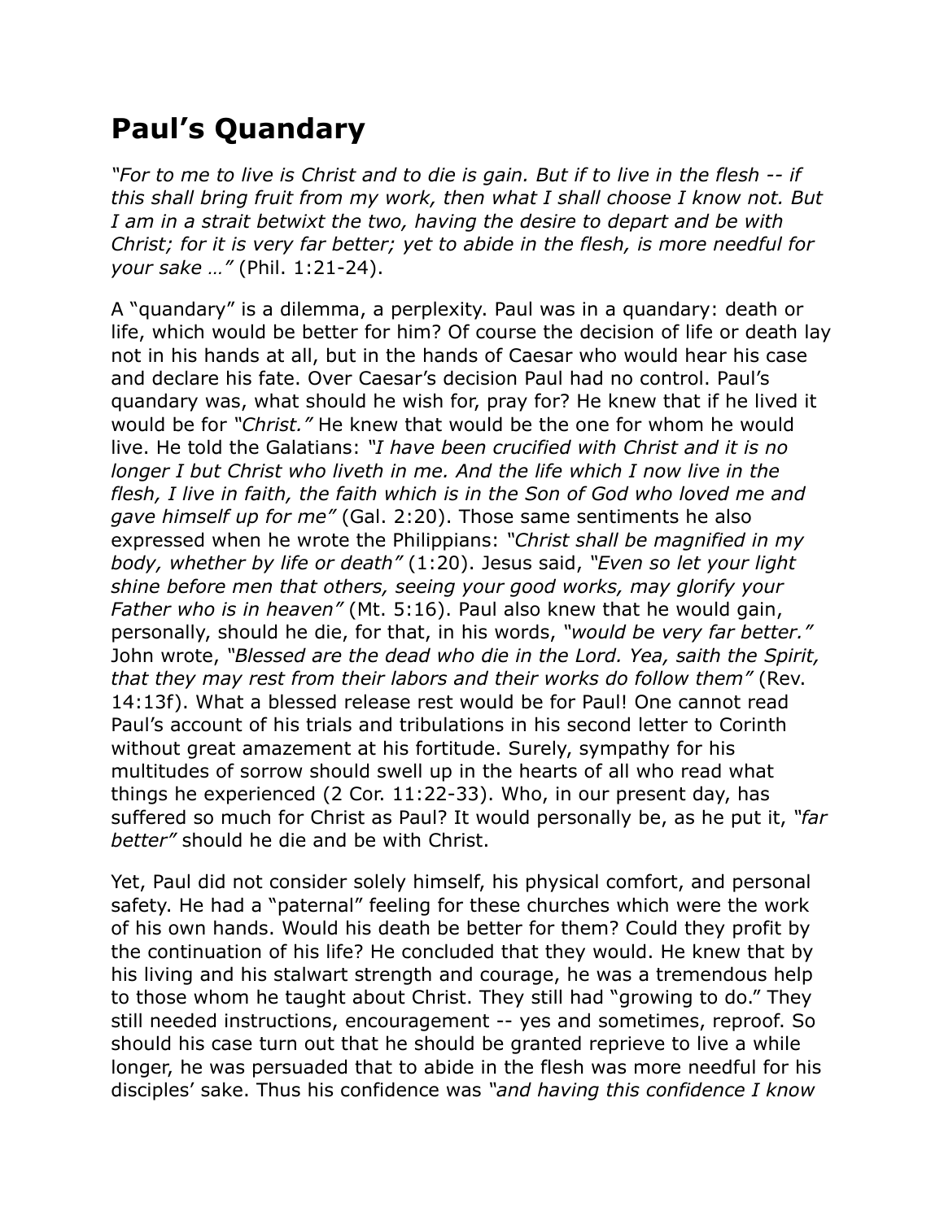# Paul's Quandary

*"For to me to live is Christ and to die is gain. But if to live in the flesh -- if this shall bring fruit from my work, then what I shall choose I know not. But I am in a strait betwixt the two, having the desire to depart and be with Christ; for it is very far better; yet to abide in the flesh, is more needful for your sake …"* (Phil. 1:21-24).

A "quandary" is a dilemma, a perplexity. Paul was in a quandary: death or life, which would be better for him? Of course the decision of life or death lay not in his hands at all, but in the hands of Caesar who would hear his case and declare his fate. Over Caesar's decision Paul had no control. Paul's quandary was, what should he wish for, pray for? He knew that if he lived it would be for *"Christ."* He knew that would be the one for whom he would live. He told the Galatians: *"I have been crucified with Christ and it is no longer I but Christ who liveth in me. And the life which I now live in the flesh, I live in faith, the faith which is in the Son of God who loved me and gave himself up for me"* (Gal. 2:20). Those same sentiments he also expressed when he wrote the Philippians: *"Christ shall be magnified in my body, whether by life or death"* (1:20). Jesus said, *"Even so let your light shine before men that others, seeing your good works, may glorify your Father who is in heaven"* (Mt. 5:16). Paul also knew that he would gain, personally, should he die, for that, in his words, *"would be very far better."* John wrote, *"Blessed are the dead who die in the Lord. Yea, saith the Spirit, that they may rest from their labors and their works do follow them"* (Rev. 14:13f). What a blessed release rest would be for Paul! One cannot read Paul's account of his trials and tribulations in his second letter to Corinth without great amazement at his fortitude. Surely, sympathy for his multitudes of sorrow should swell up in the hearts of all who read what things he experienced (2 Cor. 11:22-33). Who, in our present day, has suffered so much for Christ as Paul? It would personally be, as he put it, *"far better"* should he die and be with Christ.

Yet, Paul did not consider solely himself, his physical comfort, and personal safety. He had a "paternal" feeling for these churches which were the work of his own hands. Would his death be better for them? Could they profit by the continuation of his life? He concluded that they would. He knew that by his living and his stalwart strength and courage, he was a tremendous help to those whom he taught about Christ. They still had "growing to do." They still needed instructions, encouragement -- yes and sometimes, reproof. So should his case turn out that he should be granted reprieve to live a while longer, he was persuaded that to abide in the flesh was more needful for his disciples' sake. Thus his confidence was *"and having this confidence I know*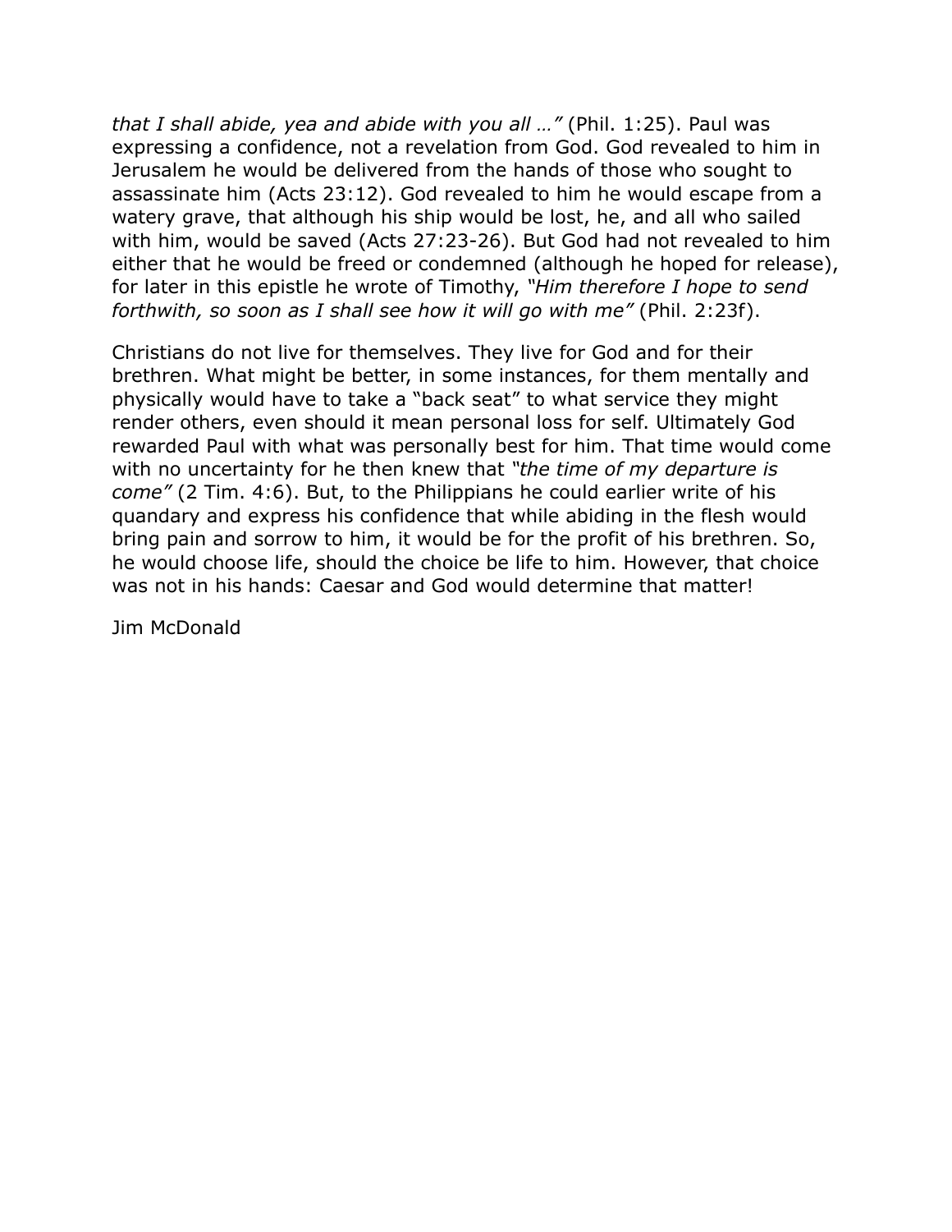*that I shall abide, yea and abide with you all …"* (Phil. 1:25). Paul was expressing a confidence, not a revelation from God. God revealed to him in Jerusalem he would be delivered from the hands of those who sought to assassinate him (Acts 23:12). God revealed to him he would escape from a watery grave, that although his ship would be lost, he, and all who sailed with him, would be saved (Acts 27:23-26). But God had not revealed to him either that he would be freed or condemned (although he hoped for release), for later in this epistle he wrote of Timothy, *"Him therefore I hope to send forthwith, so soon as I shall see how it will go with me"* (Phil. 2:23f).

Christians do not live for themselves. They live for God and for their brethren. What might be better, in some instances, for them mentally and physically would have to take a "back seat" to what service they might render others, even should it mean personal loss for self. Ultimately God rewarded Paul with what was personally best for him. That time would come with no uncertainty for he then knew that *"the time of my departure is come"* (2 Tim. 4:6). But, to the Philippians he could earlier write of his quandary and express his confidence that while abiding in the flesh would bring pain and sorrow to him, it would be for the profit of his brethren. So, he would choose life, should the choice be life to him. However, that choice was not in his hands: Caesar and God would determine that matter!

Jim McDonald